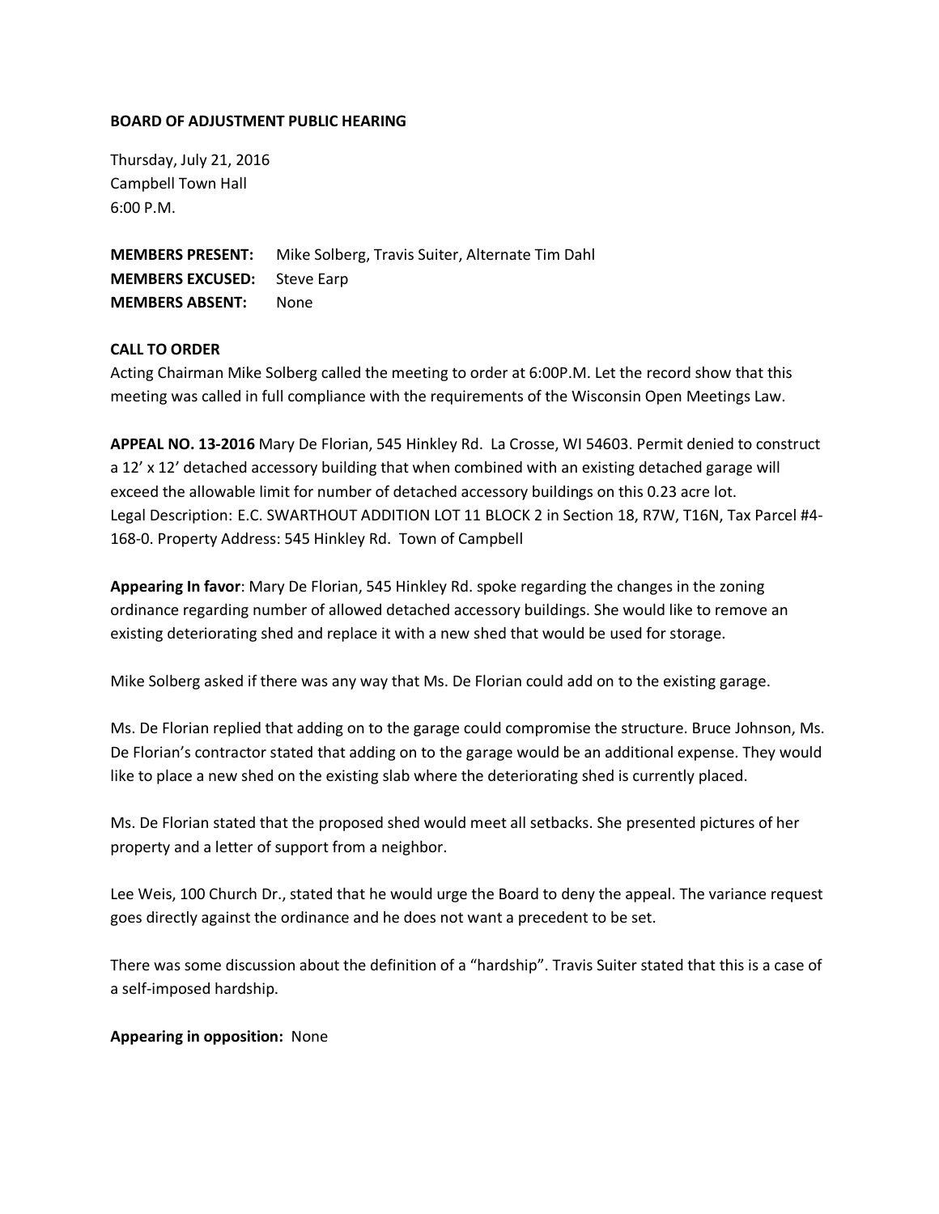**BOARD OF ADJUSTMENT PUBLIC HEARING**

Thursday, July 21, 2016
Campbell Town Hall
6:00 P.M.

**MEMBERS PRESENT:** Mike Solberg, Travis Suiter, Alternate Tim Dahl
**MEMBERS EXCUSED:** Steve Earp
**MEMBERS ABSENT:** None

**CALL TO ORDER**
Acting Chairman Mike Solberg called the meeting to order at 6:00P.M. Let the record show that this meeting was called in full compliance with the requirements of the Wisconsin Open Meetings Law.

**APPEAL NO. 13-2016** Mary De Florian, 545 Hinkley Rd. La Crosse, WI 54603. Permit denied to construct a 12' x 12' detached accessory building that when combined with an existing detached garage will exceed the allowable limit for number of detached accessory buildings on this 0.23 acre lot.
Legal Description: E.C. SWARTHOUT ADDITION LOT 11 BLOCK 2 in Section 18, R7W, T16N, Tax Parcel #4-168-0. Property Address: 545 Hinkley Rd. Town of Campbell

**Appearing In favor**: Mary De Florian, 545 Hinkley Rd. spoke regarding the changes in the zoning ordinance regarding number of allowed detached accessory buildings. She would like to remove an existing deteriorating shed and replace it with a new shed that would be used for storage.

Mike Solberg asked if there was any way that Ms. De Florian could add on to the existing garage.

Ms. De Florian replied that adding on to the garage could compromise the structure. Bruce Johnson, Ms. De Florian's contractor stated that adding on to the garage would be an additional expense. They would like to place a new shed on the existing slab where the deteriorating shed is currently placed.

Ms. De Florian stated that the proposed shed would meet all setbacks. She presented pictures of her property and a letter of support from a neighbor.

Lee Weis, 100 Church Dr., stated that he would urge the Board to deny the appeal. The variance request goes directly against the ordinance and he does not want a precedent to be set.

There was some discussion about the definition of a "hardship". Travis Suiter stated that this is a case of a self-imposed hardship.

**Appearing in opposition:** None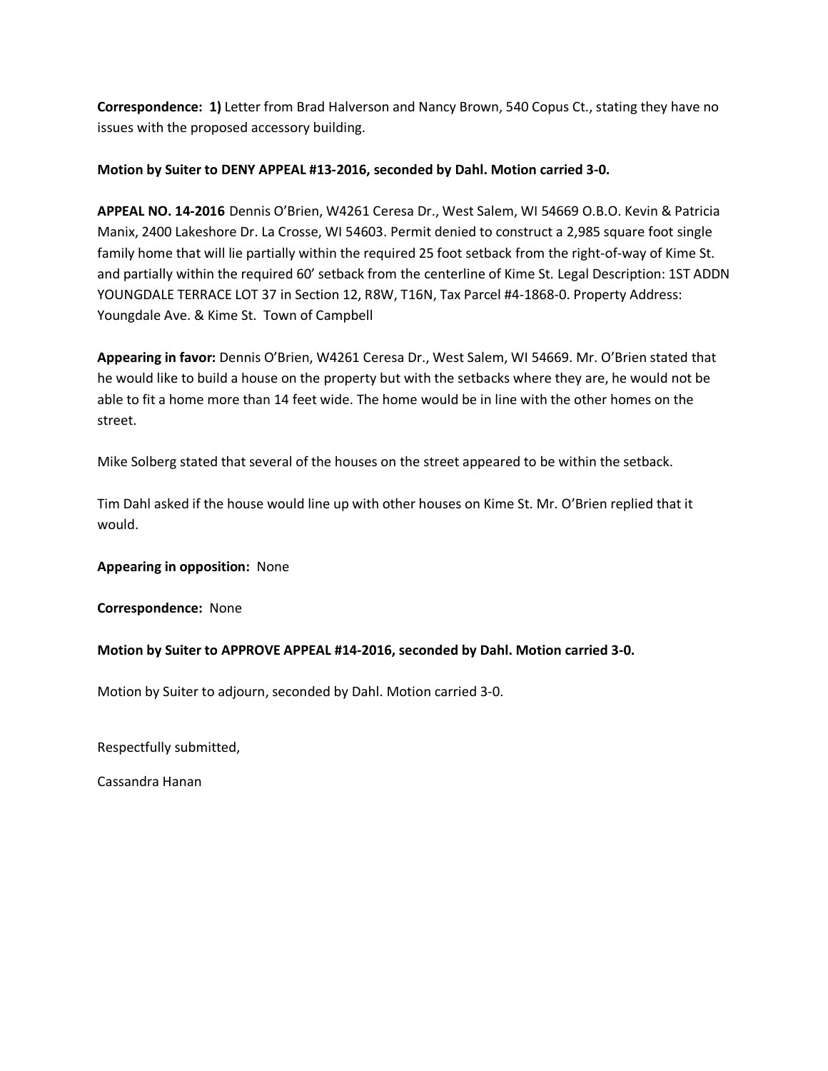**Correspondence: 1)** Letter from Brad Halverson and Nancy Brown, 540 Copus Ct., stating they have no issues with the proposed accessory building.

**Motion by Suiter to DENY APPEAL #13-2016, seconded by Dahl. Motion carried 3-0.**

**APPEAL NO. 14-2016** Dennis O'Brien, W4261 Ceresa Dr., West Salem, WI 54669 O.B.O. Kevin & Patricia Manix, 2400 Lakeshore Dr. La Crosse, WI 54603. Permit denied to construct a 2,985 square foot single family home that will lie partially within the required 25 foot setback from the right-of-way of Kime St. and partially within the required 60' setback from the centerline of Kime St. Legal Description: 1ST ADDN YOUNGDALE TERRACE LOT 37 in Section 12, R8W, T16N, Tax Parcel #4-1868-0. Property Address: Youngdale Ave. & Kime St. Town of Campbell

**Appearing in favor:** Dennis O'Brien, W4261 Ceresa Dr., West Salem, WI 54669. Mr. O'Brien stated that he would like to build a house on the property but with the setbacks where they are, he would not be able to fit a home more than 14 feet wide. The home would be in line with the other homes on the street.

Mike Solberg stated that several of the houses on the street appeared to be within the setback.

Tim Dahl asked if the house would line up with other houses on Kime St. Mr. O'Brien replied that it would.

**Appearing in opposition:** None

**Correspondence:** None

**Motion by Suiter to APPROVE APPEAL #14-2016, seconded by Dahl. Motion carried 3-0.**

Motion by Suiter to adjourn, seconded by Dahl. Motion carried 3-0.

Respectfully submitted,

Cassandra Hanan